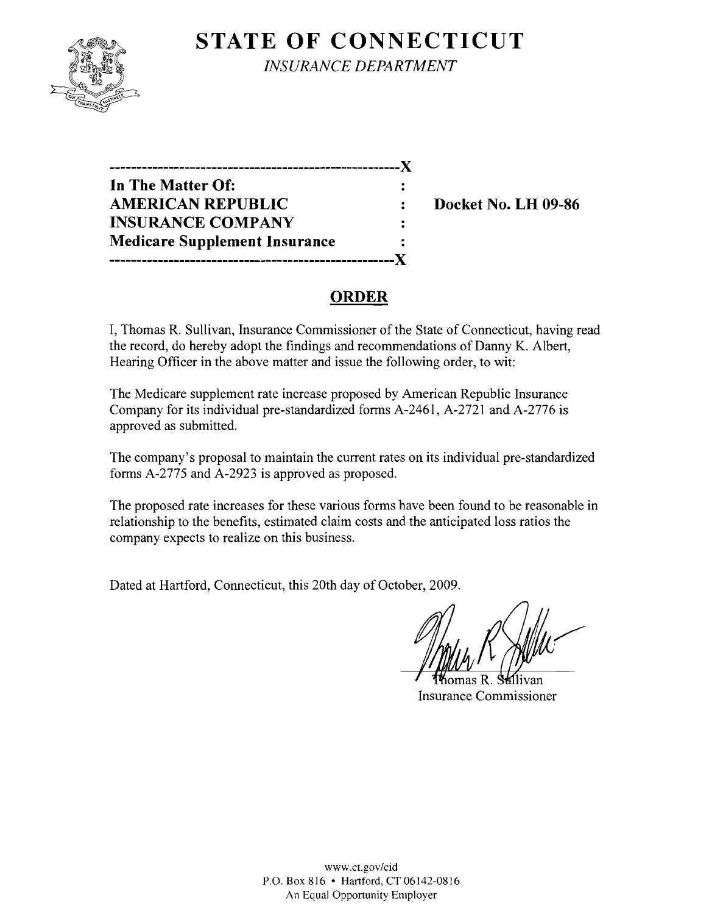# STATE OF CONNECTICUT

*INSURANCE DEPARTMENT*

| | | |
|---|---|---|
| **In The Matter Of:** | : | |
| **AMERICAN REPUBLIC** | : | **Docket No. LH 09-86** |
| **INSURANCE COMPANY** | : | |
| **Medicare Supplement Insurance** | : | |

## ORDER

I, Thomas R. Sullivan, Insurance Commissioner of the State of Connecticut, having read the record, do hereby adopt the findings and recommendations of Danny K. Albert, Hearing Officer in the above matter and issue the following order, to wit:

The Medicare supplement rate increase proposed by American Republic Insurance Company for its individual pre-standardized forms A-2461, A-2721 and A-2776 is approved as submitted.

The company's proposal to maintain the current rates on its individual pre-standardized forms A-2775 and A-2923 is approved as proposed.

The proposed rate increases for these various forms have been found to be reasonable in relationship to the benefits, estimated claim costs and the anticipated loss ratios the company expects to realize on this business.

Dated at Hartford, Connecticut, this 20th day of October, 2009.

Thomas R. Sullivan
Insurance Commissioner

www.ct.gov/cid
P.O. Box 816 • Hartford, CT 06142-0816
An Equal Opportunity Employer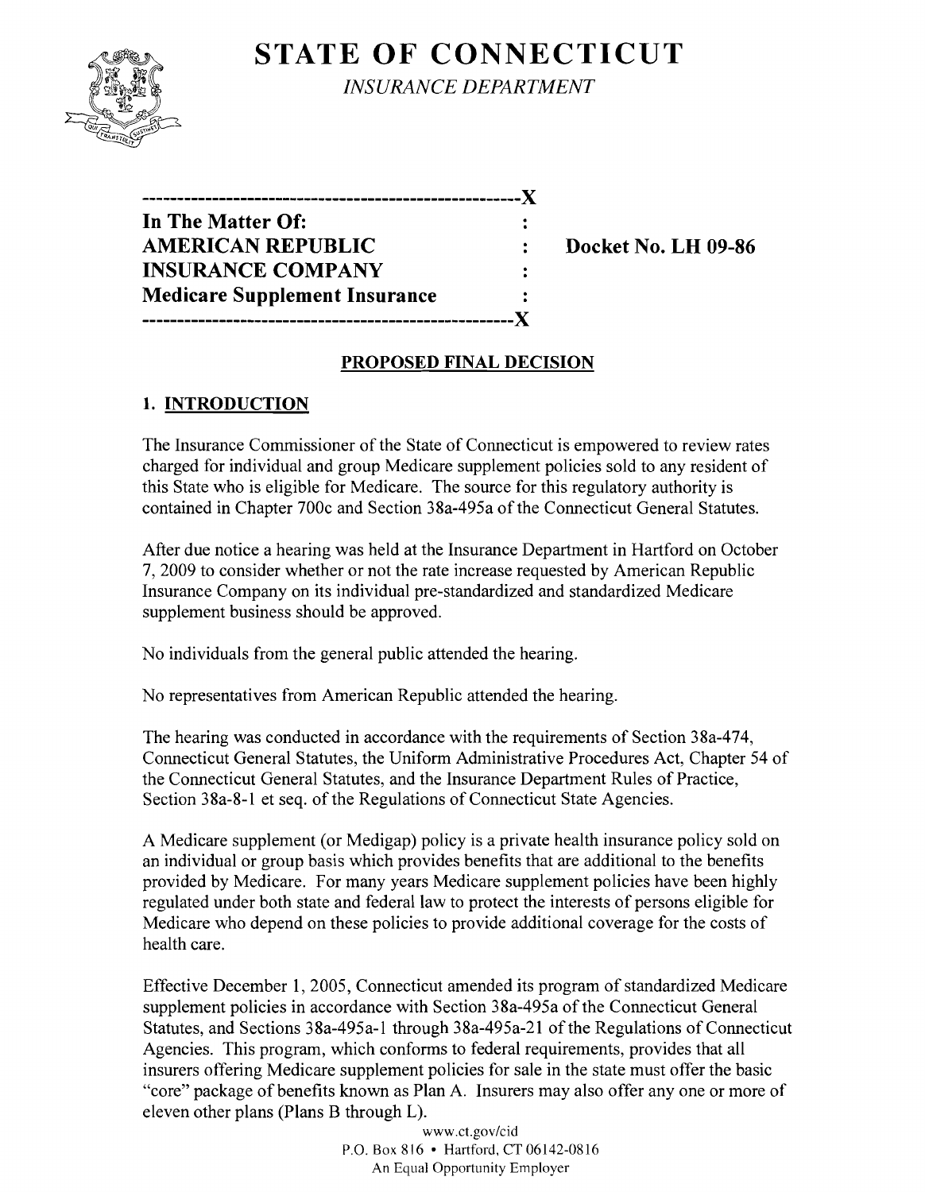# STATE OF CONNECTICUT

*INSURANCE DEPARTMENT*

```
----------------------------------------------------X
In The Matter Of:                                   :
AMERICAN REPUBLIC                                   :
INSURANCE COMPANY                                   :
Medicare Supplement Insurance                       :
----------------------------------------------------X
```

**In The Matter Of:**
**AMERICAN REPUBLIC INSURANCE COMPANY**
**Medicare Supplement Insurance**

**Docket No. LH 09-86**

## PROPOSED FINAL DECISION

## 1. INTRODUCTION

The Insurance Commissioner of the State of Connecticut is empowered to review rates charged for individual and group Medicare supplement policies sold to any resident of this State who is eligible for Medicare. The source for this regulatory authority is contained in Chapter 700c and Section 38a-495a of the Connecticut General Statutes.

After due notice a hearing was held at the Insurance Department in Hartford on October 7, 2009 to consider whether or not the rate increase requested by American Republic Insurance Company on its individual pre-standardized and standardized Medicare supplement business should be approved.

No individuals from the general public attended the hearing.

No representatives from American Republic attended the hearing.

The hearing was conducted in accordance with the requirements of Section 38a-474, Connecticut General Statutes, the Uniform Administrative Procedures Act, Chapter 54 of the Connecticut General Statutes, and the Insurance Department Rules of Practice, Section 38a-8-1 et seq. of the Regulations of Connecticut State Agencies.

A Medicare supplement (or Medigap) policy is a private health insurance policy sold on an individual or group basis which provides benefits that are additional to the benefits provided by Medicare. For many years Medicare supplement policies have been highly regulated under both state and federal law to protect the interests of persons eligible for Medicare who depend on these policies to provide additional coverage for the costs of health care.

Effective December 1, 2005, Connecticut amended its program of standardized Medicare supplement policies in accordance with Section 38a-495a of the Connecticut General Statutes, and Sections 38a-495a-1 through 38a-495a-21 of the Regulations of Connecticut Agencies. This program, which conforms to federal requirements, provides that all insurers offering Medicare supplement policies for sale in the state must offer the basic "core" package of benefits known as Plan A. Insurers may also offer any one or more of eleven other plans (Plans B through L).

www.ct.gov/cid
P.O. Box 816 • Hartford, CT 06142-0816
An Equal Opportunity Employer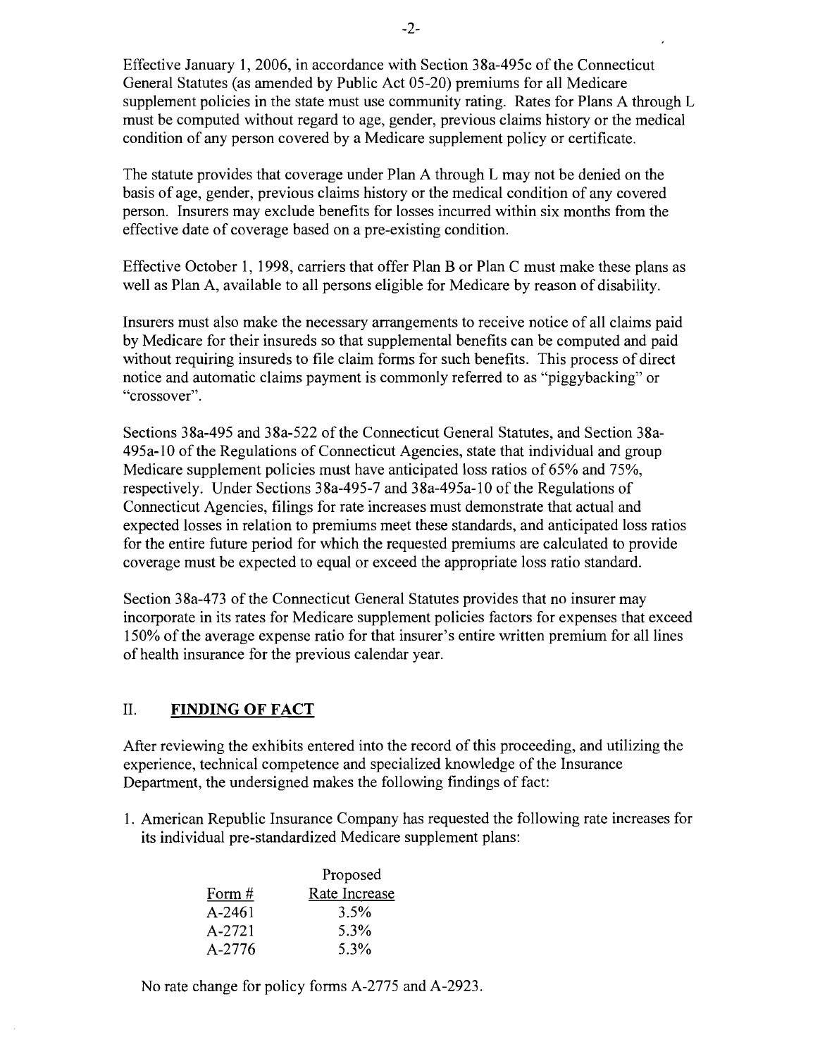Effective January 1, 2006, in accordance with Section 38a-495c of the Connecticut General Statutes (as amended by Public Act 05-20) premiums for all Medicare supplement policies in the state must use community rating. Rates for Plans A through L must be computed without regard to age, gender, previous claims history or the medical condition of any person covered by a Medicare supplement policy or certificate.

The statute provides that coverage under Plan A through L may not be denied on the basis of age, gender, previous claims history or the medical condition of any covered person. Insurers may exclude benefits for losses incurred within six months from the effective date of coverage based on a pre-existing condition.

Effective October 1, 1998, carriers that offer Plan B or Plan C must make these plans as well as Plan A, available to all persons eligible for Medicare by reason of disability.

Insurers must also make the necessary arrangements to receive notice of all claims paid by Medicare for their insureds so that supplemental benefits can be computed and paid without requiring insureds to file claim forms for such benefits. This process of direct notice and automatic claims payment is commonly referred to as "piggybacking" or "crossover".

Sections 38a-495 and 38a-522 of the Connecticut General Statutes, and Section 38a-495a-10 of the Regulations of Connecticut Agencies, state that individual and group Medicare supplement policies must have anticipated loss ratios of 65% and 75%, respectively. Under Sections 38a-495-7 and 38a-495a-10 of the Regulations of Connecticut Agencies, filings for rate increases must demonstrate that actual and expected losses in relation to premiums meet these standards, and anticipated loss ratios for the entire future period for which the requested premiums are calculated to provide coverage must be expected to equal or exceed the appropriate loss ratio standard.

Section 38a-473 of the Connecticut General Statutes provides that no insurer may incorporate in its rates for Medicare supplement policies factors for expenses that exceed 150% of the average expense ratio for that insurer's entire written premium for all lines of health insurance for the previous calendar year.

## II. FINDING OF FACT

After reviewing the exhibits entered into the record of this proceeding, and utilizing the experience, technical competence and specialized knowledge of the Insurance Department, the undersigned makes the following findings of fact:

1. American Republic Insurance Company has requested the following rate increases for its individual pre-standardized Medicare supplement plans:

| Form # | Proposed Rate Increase |
|---|---|
| A-2461 | 3.5% |
| A-2721 | 5.3% |
| A-2776 | 5.3% |

No rate change for policy forms A-2775 and A-2923.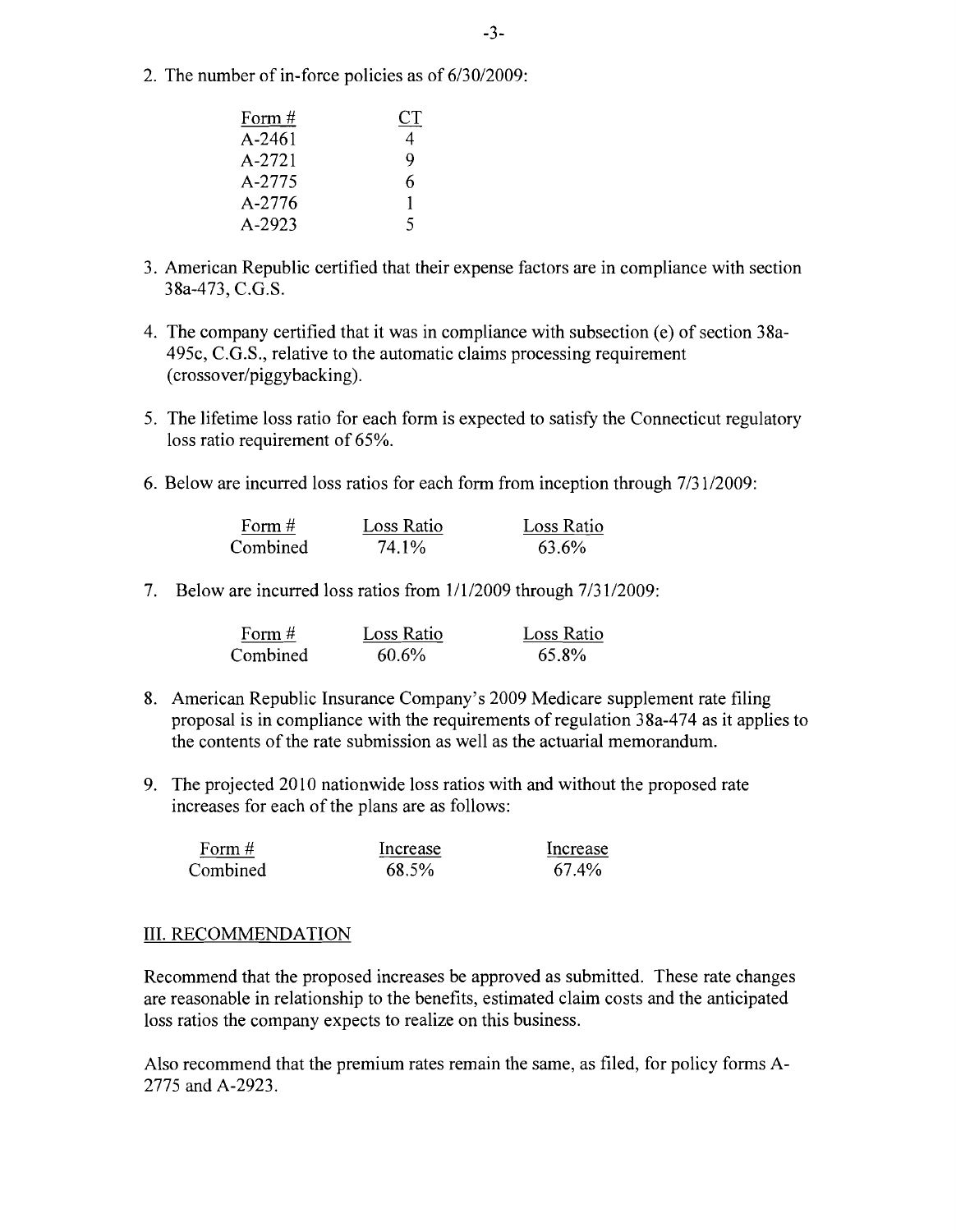2. The number of in-force policies as of 6/30/2009:

| Form # | CT |
|---|---|
| A-2461 | 4 |
| A-2721 | 9 |
| A-2775 | 6 |
| A-2776 | 1 |
| A-2923 | 5 |

3. American Republic certified that their expense factors are in compliance with section 38a-473, C.G.S.

4. The company certified that it was in compliance with subsection (e) of section 38a-495c, C.G.S., relative to the automatic claims processing requirement (crossover/piggybacking).

5. The lifetime loss ratio for each form is expected to satisfy the Connecticut regulatory loss ratio requirement of 65%.

6. Below are incurred loss ratios for each form from inception through 7/31/2009:

| Form # | Loss Ratio | Loss Ratio |
|---|---|---|
| Combined | 74.1% | 63.6% |

7. Below are incurred loss ratios from 1/1/2009 through 7/31/2009:

| Form # | Loss Ratio | Loss Ratio |
|---|---|---|
| Combined | 60.6% | 65.8% |

8. American Republic Insurance Company's 2009 Medicare supplement rate filing proposal is in compliance with the requirements of regulation 38a-474 as it applies to the contents of the rate submission as well as the actuarial memorandum.

9. The projected 2010 nationwide loss ratios with and without the proposed rate increases for each of the plans are as follows:

| Form # | Increase | Increase |
|---|---|---|
| Combined | 68.5% | 67.4% |

## III. RECOMMENDATION

Recommend that the proposed increases be approved as submitted. These rate changes are reasonable in relationship to the benefits, estimated claim costs and the anticipated loss ratios the company expects to realize on this business.

Also recommend that the premium rates remain the same, as filed, for policy forms A-2775 and A-2923.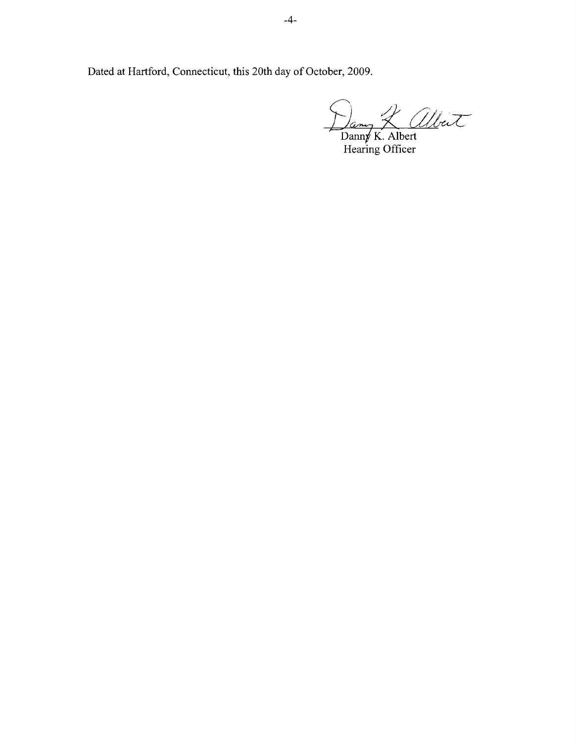Dated at Hartford, Connecticut, this 20th day of October, 2009.

Danny K. Albert
Hearing Officer